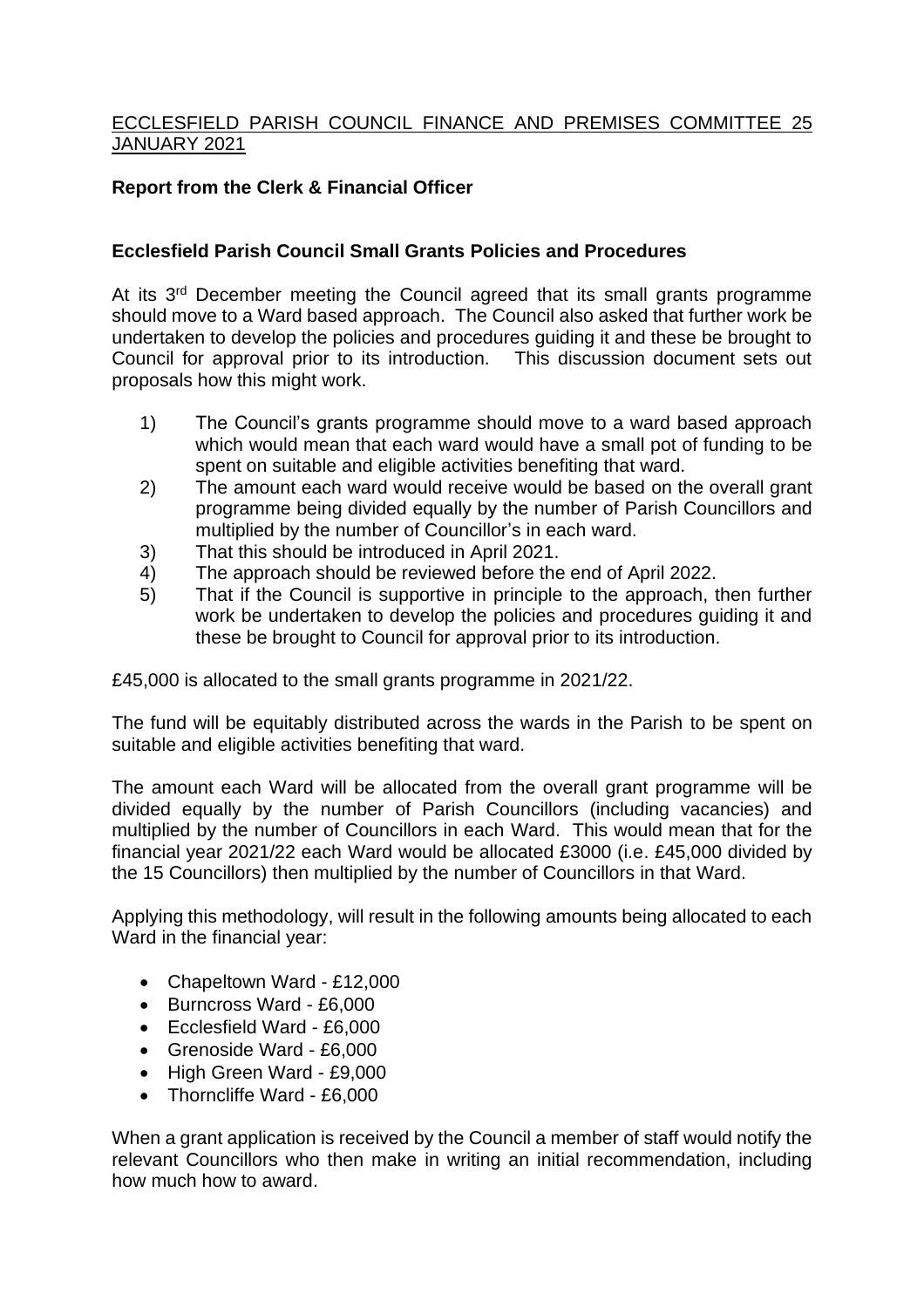ECCLESFIELD PARISH COUNCIL FINANCE AND PREMISES COMMITTEE 25 JANUARY 2021

**Report from the Clerk & Financial Officer**

**Ecclesfield Parish Council Small Grants Policies and Procedures**

At its 3rd December meeting the Council agreed that its small grants programme should move to a Ward based approach. The Council also asked that further work be undertaken to develop the policies and procedures guiding it and these be brought to Council for approval prior to its introduction. This discussion document sets out proposals how this might work.

1) The Council's grants programme should move to a ward based approach which would mean that each ward would have a small pot of funding to be spent on suitable and eligible activities benefiting that ward.
2) The amount each ward would receive would be based on the overall grant programme being divided equally by the number of Parish Councillors and multiplied by the number of Councillor's in each ward.
3) That this should be introduced in April 2021.
4) The approach should be reviewed before the end of April 2022.
5) That if the Council is supportive in principle to the approach, then further work be undertaken to develop the policies and procedures guiding it and these be brought to Council for approval prior to its introduction.

£45,000 is allocated to the small grants programme in 2021/22.

The fund will be equitably distributed across the wards in the Parish to be spent on suitable and eligible activities benefiting that ward.

The amount each Ward will be allocated from the overall grant programme will be divided equally by the number of Parish Councillors (including vacancies) and multiplied by the number of Councillors in each Ward. This would mean that for the financial year 2021/22 each Ward would be allocated £3000 (i.e. £45,000 divided by the 15 Councillors) then multiplied by the number of Councillors in that Ward.

Applying this methodology, will result in the following amounts being allocated to each Ward in the financial year:

- Chapeltown Ward - £12,000
- Burncross Ward - £6,000
- Ecclesfield Ward - £6,000
- Grenoside Ward - £6,000
- High Green Ward - £9,000
- Thorncliffe Ward - £6,000

When a grant application is received by the Council a member of staff would notify the relevant Councillors who then make in writing an initial recommendation, including how much how to award.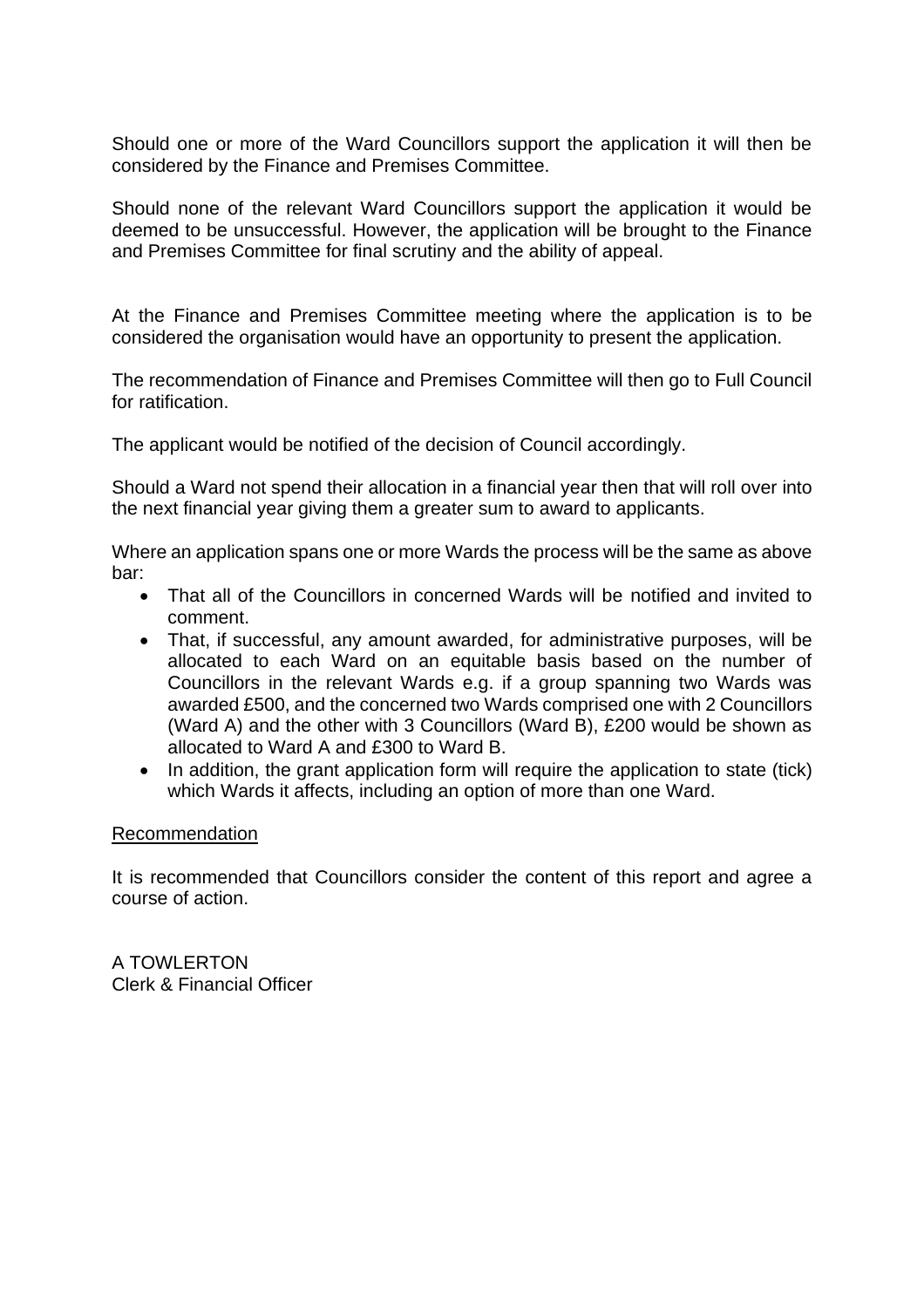Should one or more of the Ward Councillors support the application it will then be considered by the Finance and Premises Committee.

Should none of the relevant Ward Councillors support the application it would be deemed to be unsuccessful. However, the application will be brought to the Finance and Premises Committee for final scrutiny and the ability of appeal.

At the Finance and Premises Committee meeting where the application is to be considered the organisation would have an opportunity to present the application.

The recommendation of Finance and Premises Committee will then go to Full Council for ratification.

The applicant would be notified of the decision of Council accordingly.

Should a Ward not spend their allocation in a financial year then that will roll over into the next financial year giving them a greater sum to award to applicants.

Where an application spans one or more Wards the process will be the same as above bar:

- That all of the Councillors in concerned Wards will be notified and invited to comment.
- That, if successful, any amount awarded, for administrative purposes, will be allocated to each Ward on an equitable basis based on the number of Councillors in the relevant Wards e.g. if a group spanning two Wards was awarded £500, and the concerned two Wards comprised one with 2 Councillors (Ward A) and the other with 3 Councillors (Ward B), £200 would be shown as allocated to Ward A and £300 to Ward B.
- In addition, the grant application form will require the application to state (tick) which Wards it affects, including an option of more than one Ward.

<u>Recommendation</u>

It is recommended that Councillors consider the content of this report and agree a course of action.

A TOWLERTON
Clerk & Financial Officer